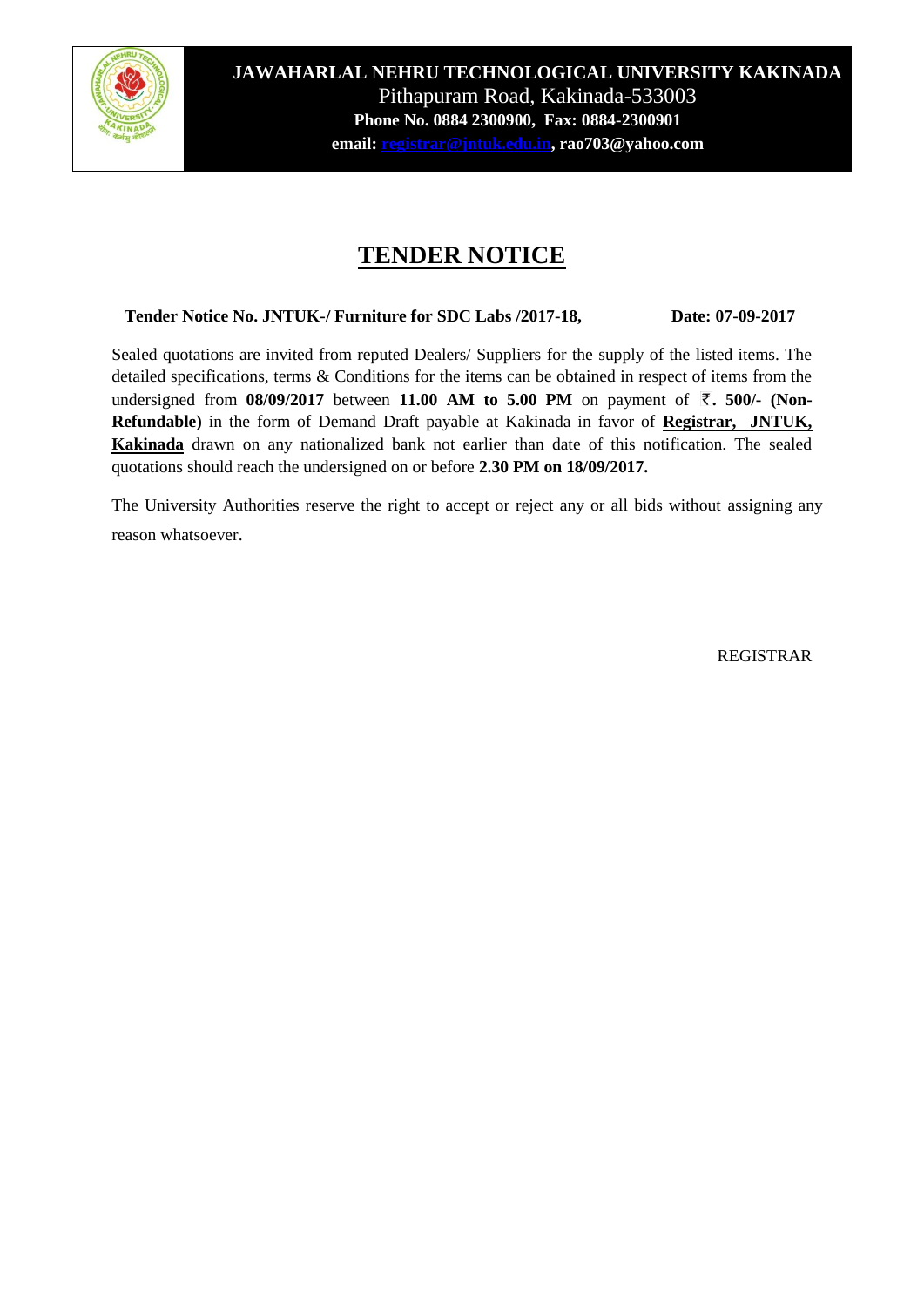**JAWAHARLAL NEHRU TECHNOLOGICAL UNIVERSITY KAKINADA**
Pithapuram Road, Kakinada-533003
**Phone No. 0884 2300900, Fax: 0884-2300901**
**email: registrar@jntuk.edu.in, rao703@yahoo.com**

# TENDER NOTICE

**Tender Notice No. JNTUK-/ Furniture for SDC Labs /2017-18,** **Date: 07-09-2017**

Sealed quotations are invited from reputed Dealers/ Suppliers for the supply of the listed items. The detailed specifications, terms & Conditions for the items can be obtained in respect of items from the undersigned from **08/09/2017** between **11.00 AM to 5.00 PM** on payment of **₹. 500/- (Non-Refundable)** in the form of Demand Draft payable at Kakinada in favor of **Registrar, JNTUK, Kakinada** drawn on any nationalized bank not earlier than date of this notification. The sealed quotations should reach the undersigned on or before **2.30 PM on 18/09/2017.**

The University Authorities reserve the right to accept or reject any or all bids without assigning any reason whatsoever.

REGISTRAR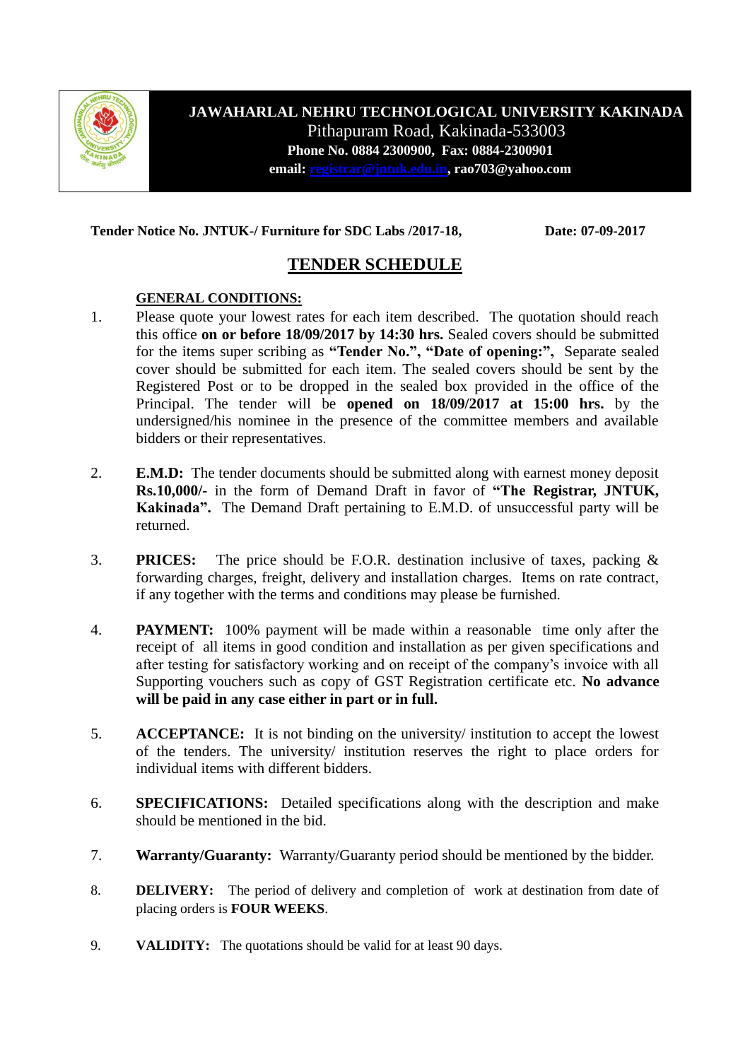**JAWAHARLAL NEHRU TECHNOLOGICAL UNIVERSITY KAKINADA**
Pithapuram Road, Kakinada-533003
**Phone No. 0884 2300900, Fax: 0884-2300901**
**email: registrar@jntuk.edu.in, rao703@yahoo.com**

**Tender Notice No. JNTUK-/ Furniture for SDC Labs /2017-18,** **Date: 07-09-2017**

# TENDER SCHEDULE

## GENERAL CONDITIONS:

1. Please quote your lowest rates for each item described. The quotation should reach this office **on or before 18/09/2017 by 14:30 hrs.** Sealed covers should be submitted for the items super scribing as **"Tender No.", "Date of opening:",** Separate sealed cover should be submitted for each item. The sealed covers should be sent by the Registered Post or to be dropped in the sealed box provided in the office of the Principal. The tender will be **opened on 18/09/2017 at 15:00 hrs.** by the undersigned/his nominee in the presence of the committee members and available bidders or their representatives.

2. **E.M.D:** The tender documents should be submitted along with earnest money deposit **Rs.10,000/-** in the form of Demand Draft in favor of **"The Registrar, JNTUK, Kakinada".** The Demand Draft pertaining to E.M.D. of unsuccessful party will be returned.

3. **PRICES:** The price should be F.O.R. destination inclusive of taxes, packing & forwarding charges, freight, delivery and installation charges. Items on rate contract, if any together with the terms and conditions may please be furnished.

4. **PAYMENT:** 100% payment will be made within a reasonable time only after the receipt of all items in good condition and installation as per given specifications and after testing for satisfactory working and on receipt of the company's invoice with all Supporting vouchers such as copy of GST Registration certificate etc. **No advance will be paid in any case either in part or in full.**

5. **ACCEPTANCE:** It is not binding on the university/ institution to accept the lowest of the tenders. The university/ institution reserves the right to place orders for individual items with different bidders.

6. **SPECIFICATIONS:** Detailed specifications along with the description and make should be mentioned in the bid.

7. **Warranty/Guaranty:** Warranty/Guaranty period should be mentioned by the bidder.

8. **DELIVERY:** The period of delivery and completion of work at destination from date of placing orders is **FOUR WEEKS**.

9. **VALIDITY:** The quotations should be valid for at least 90 days.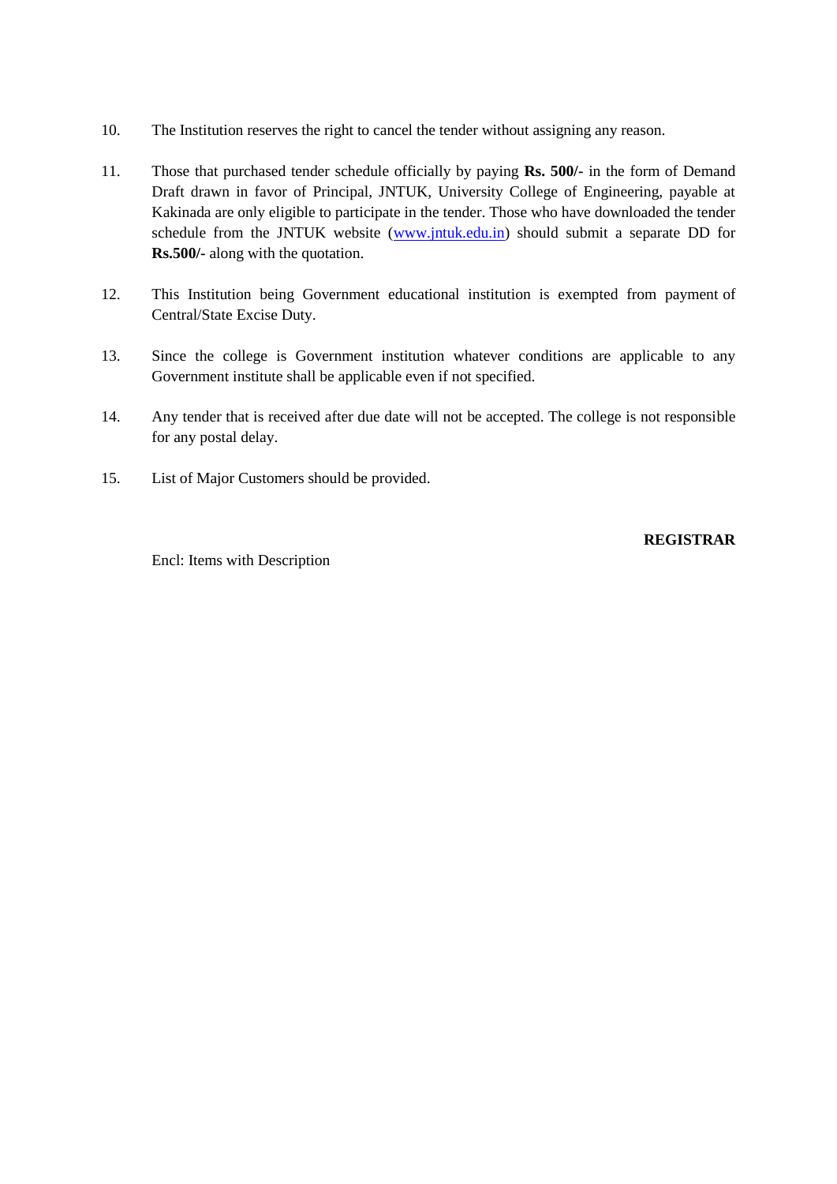10. The Institution reserves the right to cancel the tender without assigning any reason.

11. Those that purchased tender schedule officially by paying **Rs. 500/-** in the form of Demand Draft drawn in favor of Principal, JNTUK, University College of Engineering, payable at Kakinada are only eligible to participate in the tender. Those who have downloaded the tender schedule from the JNTUK website (www.jntuk.edu.in) should submit a separate DD for **Rs.500/-** along with the quotation.

12. This Institution being Government educational institution is exempted from payment of Central/State Excise Duty.

13. Since the college is Government institution whatever conditions are applicable to any Government institute shall be applicable even if not specified.

14. Any tender that is received after due date will not be accepted. The college is not responsible for any postal delay.

15. List of Major Customers should be provided.

**REGISTRAR**

Encl: Items with Description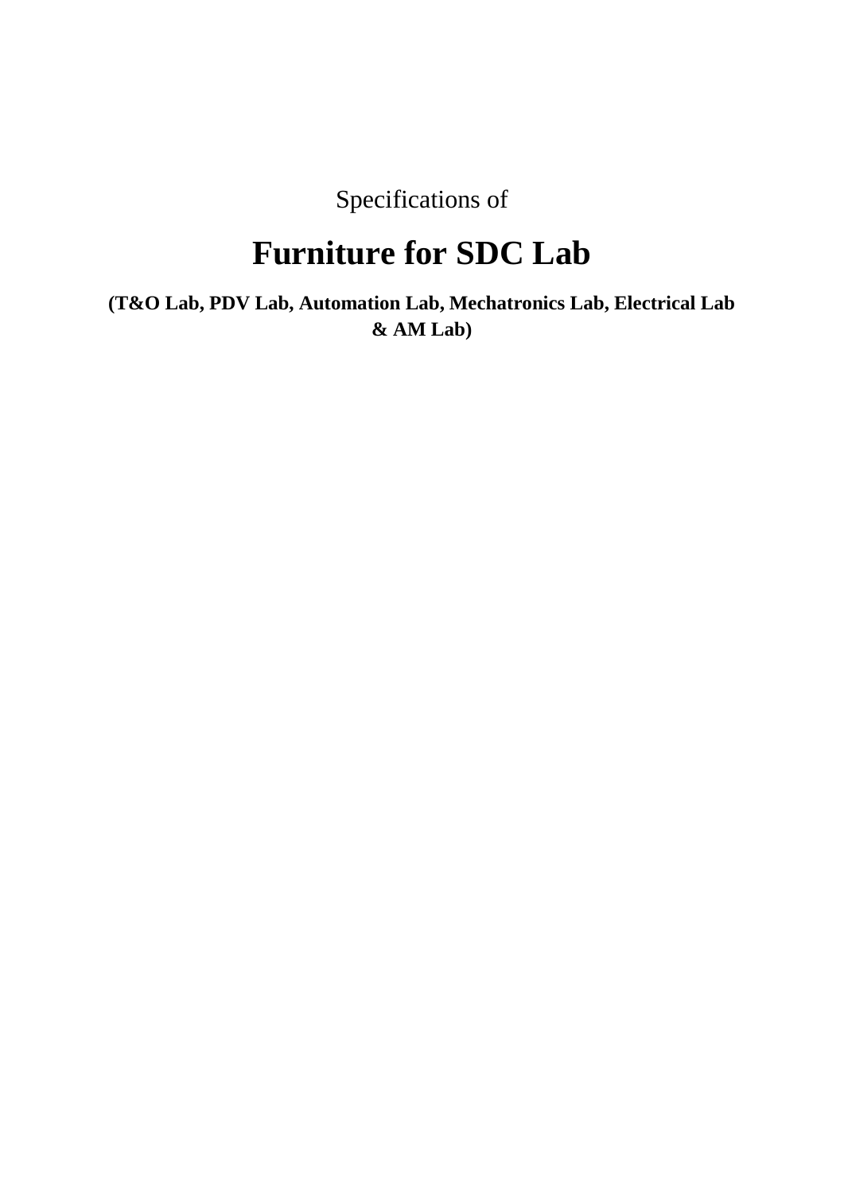Specifications of

# Furniture for SDC Lab

**(T&O Lab, PDV Lab, Automation Lab, Mechatronics Lab, Electrical Lab & AM Lab)**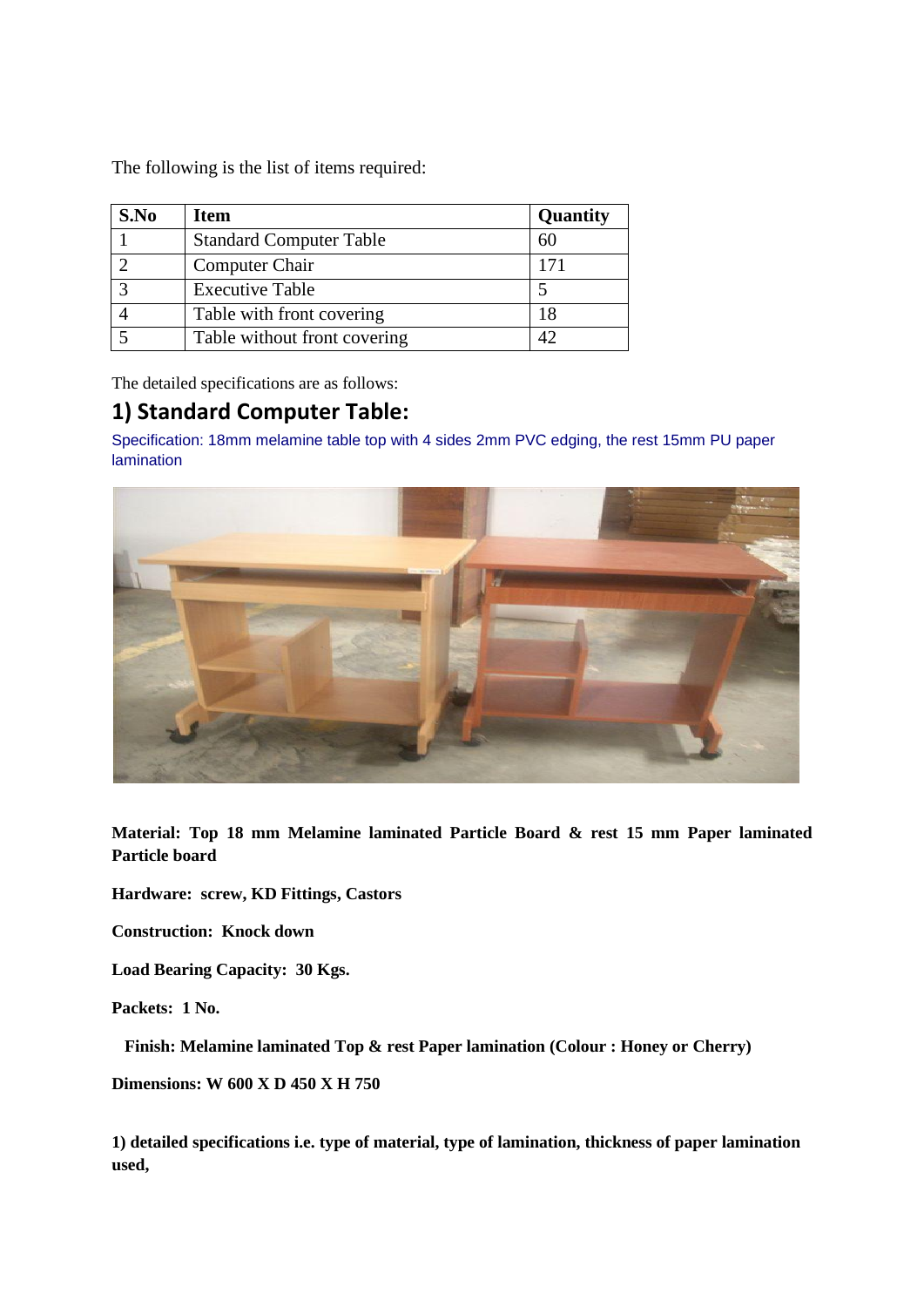The following is the list of items required:

| S.No | Item | Quantity |
|---|---|---|
| 1 | Standard Computer Table | 60 |
| 2 | Computer Chair | 171 |
| 3 | Executive Table | 5 |
| 4 | Table with front covering | 18 |
| 5 | Table without front covering | 42 |

The detailed specifications are as follows:

## 1) Standard Computer Table:

Specification: 18mm melamine table top with 4 sides 2mm PVC edging, the rest 15mm PU paper lamination

**Material: Top 18 mm Melamine laminated Particle Board & rest 15 mm Paper laminated Particle board**

**Hardware: screw, KD Fittings, Castors**

**Construction: Knock down**

**Load Bearing Capacity: 30 Kgs.**

**Packets: 1 No.**

**Finish: Melamine laminated Top & rest Paper lamination (Colour : Honey or Cherry)**

**Dimensions: W 600 X D 450 X H 750**

**1) detailed specifications i.e. type of material, type of lamination, thickness of paper lamination used,**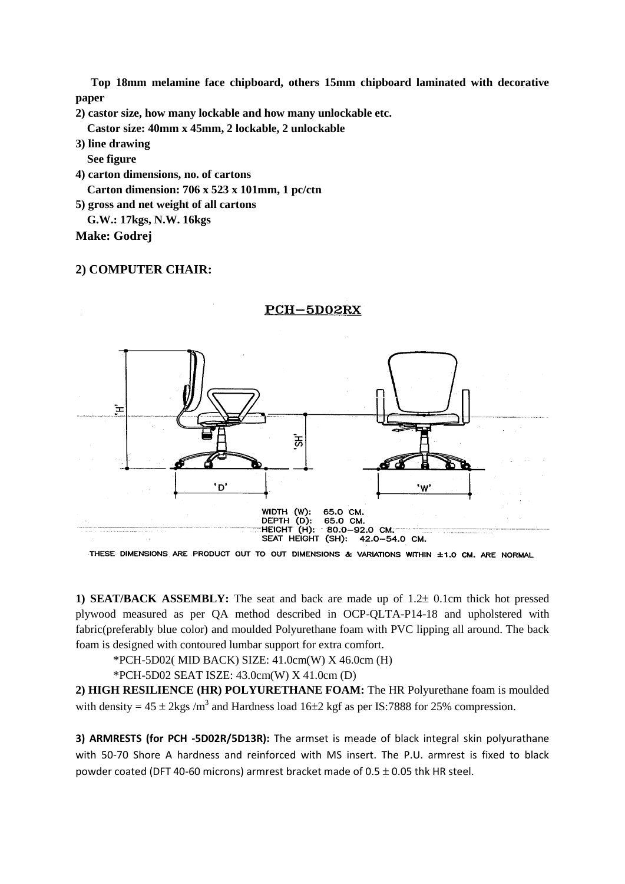**Top 18mm melamine face chipboard, others 15mm chipboard laminated with decorative paper**

**2) castor size, how many lockable and how many unlockable etc.**
**Castor size: 40mm x 45mm, 2 lockable, 2 unlockable**

**3) line drawing**
**See figure**

**4) carton dimensions, no. of cartons**
**Carton dimension: 706 x 523 x 101mm, 1 pc/ctn**

**5) gross and net weight of all cartons**
**G.W.: 17kgs, N.W. 16kgs**

**Make: Godrej**

## 2) COMPUTER CHAIR:

**PCH−5D02RX**

'H' 'SH' 'D' 'W'

WIDTH (W): 65.0 CM.
DEPTH (D): 65.0 CM.
HEIGHT (H): 80.0−92.0 CM.
SEAT HEIGHT (SH): 42.0−54.0 CM.

THESE DIMENSIONS ARE PRODUCT OUT TO OUT DIMENSIONS & VARIATIONS WITHIN ±1.0 CM. ARE NORMAL

**1) SEAT/BACK ASSEMBLY:** The seat and back are made up of 1.2± 0.1cm thick hot pressed plywood measured as per QA method described in OCP-QLTA-P14-18 and upholstered with fabric(preferably blue color) and moulded Polyurethane foam with PVC lipping all around. The back foam is designed with contoured lumbar support for extra comfort.

*PCH-5D02( MID BACK) SIZE: 41.0cm(W) X 46.0cm (H)

*PCH-5D02 SEAT ISZE: 43.0cm(W) X 41.0cm (D)

**2) HIGH RESILIENCE (HR) POLYURETHANE FOAM:** The HR Polyurethane foam is moulded with density = 45 ± 2kgs /$m^3$ and Hardness load 16±2 kgf as per IS:7888 for 25% compression.

**3) ARMRESTS (for PCH -5D02R/5D13R):** The armset is meade of black integral skin polyurathane with 50-70 Shore A hardness and reinforced with MS insert. The P.U. armrest is fixed to black powder coated (DFT 40-60 microns) armrest bracket made of 0.5 ± 0.05 thk HR steel.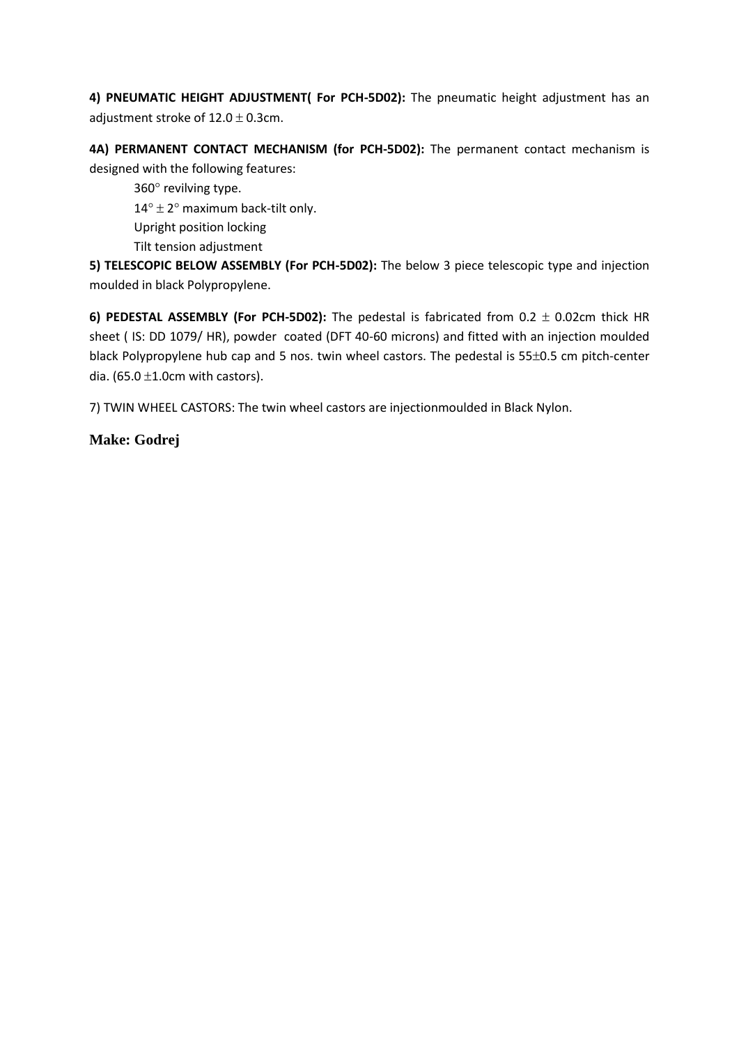**4) PNEUMATIC HEIGHT ADJUSTMENT( For PCH-5D02):** The pneumatic height adjustment has an adjustment stroke of $12.0 \pm 0.3$cm.

**4A) PERMANENT CONTACT MECHANISM (for PCH-5D02):** The permanent contact mechanism is designed with the following features:

$360^\circ$ revilving type.

$14^\circ \pm 2^\circ$ maximum back-tilt only.

Upright position locking

Tilt tension adjustment

**5) TELESCOPIC BELOW ASSEMBLY (For PCH-5D02):** The below 3 piece telescopic type and injection moulded in black Polypropylene.

**6) PEDESTAL ASSEMBLY (For PCH-5D02):** The pedestal is fabricated from $0.2 \pm 0.02$cm thick HR sheet ( IS: DD 1079/ HR), powder coated (DFT 40-60 microns) and fitted with an injection moulded black Polypropylene hub cap and 5 nos. twin wheel castors. The pedestal is $55 \pm 0.5$ cm pitch-center dia. ($65.0 \pm 1.0$cm with castors).

7) TWIN WHEEL CASTORS: The twin wheel castors are injectionmoulded in Black Nylon.

**Make: Godrej**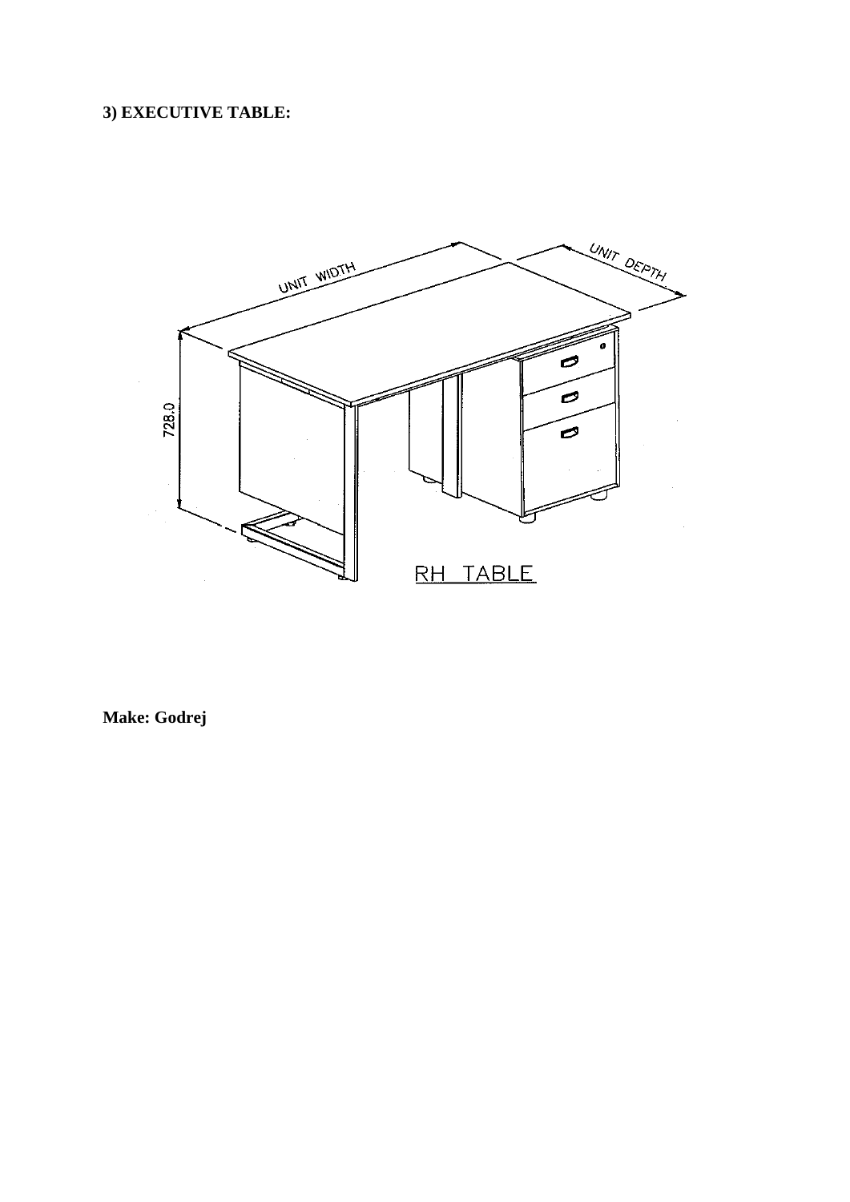**3) EXECUTIVE TABLE:**

**Make: Godrej**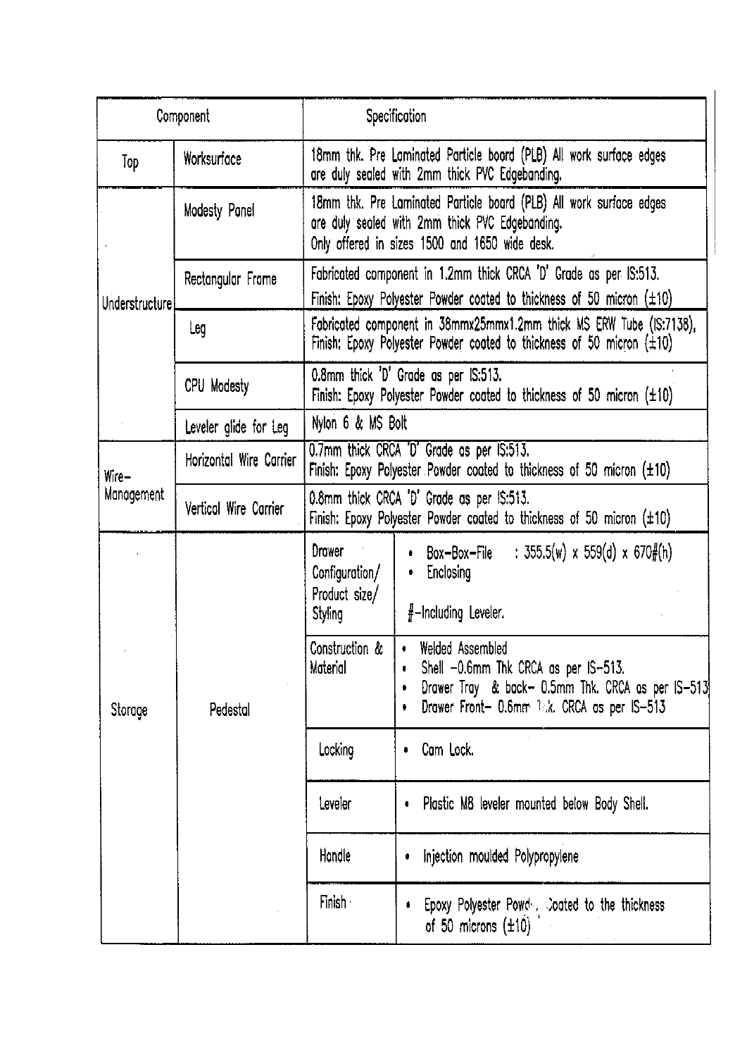| Component | | Specification | |
|---|---|---|---|
| Top | Worksurface | 18mm thk. Pre Laminated Particle board (PLB) All work surface edges are duly sealed with 2mm thick PVC Edgebanding. | |
| Understructure | Modesty Panel | 18mm thk. Pre Laminated Particle board (PLB) All work surface edges are duly sealed with 2mm thick PVC Edgebanding. Only offered in sizes 1500 and 1650 wide desk. | |
| | Rectangular Frame | Fabricated component in 1.2mm thick CRCA 'D' Grade as per IS:513. Finish: Epoxy Polyester Powder coated to thickness of 50 micron (±10) | |
| | Leg | Fabricated component in 38mmx25mmx1.2mm thick MS ERW Tube (IS:7138), Finish: Epoxy Polyester Powder coated to thickness of 50 micron (±10) | |
| | CPU Modesty | 0.8mm thick 'D' Grade as per IS:513. Finish: Epoxy Polyester Powder coated to thickness of 50 micron (±10) | |
| | Leveler glide for Leg | Nylon 6 & MS Bolt | |
| Wire-Management | Horizontal Wire Carrier | 0.7mm thick CRCA 'D' Grade as per IS:513. Finish: Epoxy Polyester Powder coated to thickness of 50 micron (±10) | |
| | Vertical Wire Carrier | 0.8mm thick CRCA 'D' Grade as per IS:513. Finish: Epoxy Polyester Powder coated to thickness of 50 micron (±10) | |
| Storage | Pedestal | Drawer Configuration/ Product size/ Styling | • Box-Box-File : 355.5(w) x 559(d) x 670#(h)<br>• Enclosing<br><br>#-Including Leveler. |
| | | Construction & Material | • Welded Assembled<br>• Shell -0.6mm Thk CRCA as per IS-513.<br>• Drawer Tray & back- 0.5mm Thk. CRCA as per IS-513<br>• Drawer Front- 0.6mm Thk. CRCA as per IS-513 |
| | | Locking | • Cam Lock. |
| | | Leveler | • Plastic M8 leveler mounted below Body Shell. |
| | | Handle | • Injection moulded Polypropylene |
| | | Finish | • Epoxy Polyester Powder Coated to the thickness of 50 microns (±10) |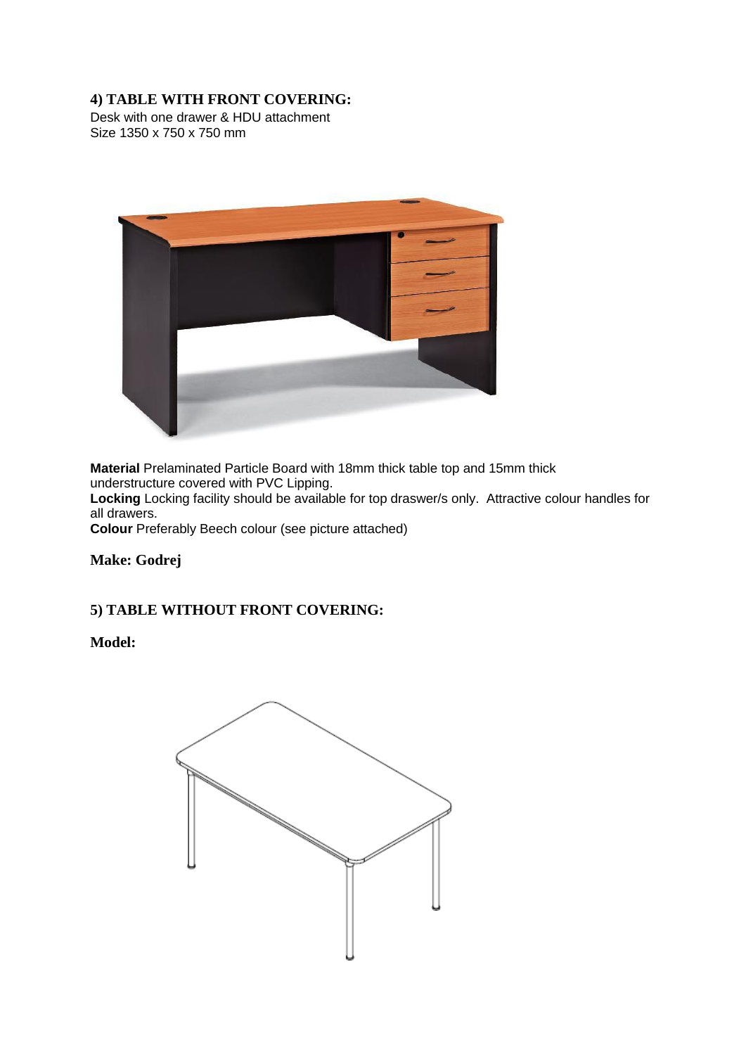## 4) TABLE WITH FRONT COVERING:

Desk with one drawer & HDU attachment
Size 1350 x 750 x 750 mm

**Material** Prelaminated Particle Board with 18mm thick table top and 15mm thick understructure covered with PVC Lipping.
**Locking** Locking facility should be available for top draswer/s only. Attractive colour handles for all drawers.
**Colour** Preferably Beech colour (see picture attached)

**Make: Godrej**

## 5) TABLE WITHOUT FRONT COVERING:

**Model:**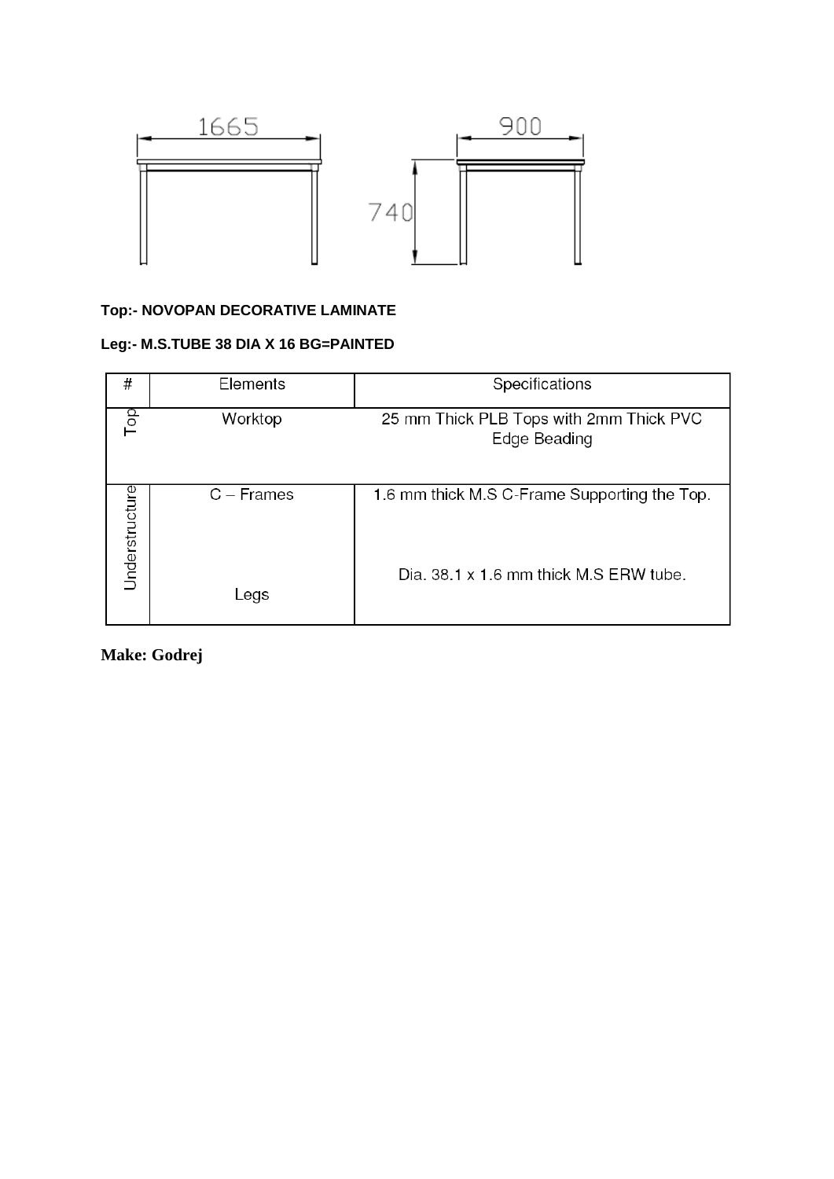1665

900

740

**Top:- NOVOPAN DECORATIVE LAMINATE**

**Leg:- M.S.TUBE 38 DIA X 16 BG=PAINTED**

| # | Elements | Specifications |
|---|---|---|
| Top | Worktop | 25 mm Thick PLB Tops with 2mm Thick PVC Edge Beading |
| Understructure | C – Frames | 1.6 mm thick M.S C-Frame Supporting the Top. |
| | Legs | Dia. 38.1 x 1.6 mm thick M.S ERW tube. |

**Make: Godrej**